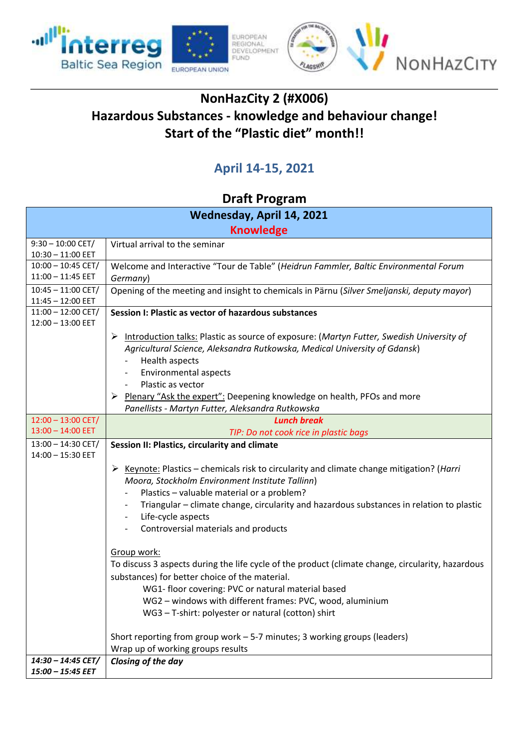# NonHazCity 2 (#X006)
# Hazardous Substances - knowledge and behaviour change!
# Start of the "Plastic diet" month!!

## April 14-15, 2021

## Draft Program

| Wednesday, April 14, 2021 **Knowledge** | |
|---|---|
| 9:30 – 10:00 CET/ 10:30 – 11:00 EET | Virtual arrival to the seminar |
| 10:00 – 10:45 CET/ 11:00 – 11:45 EET | Welcome and Interactive "Tour de Table" (*Heidrun Fammler, Baltic Environmental Forum Germany*) |
| 10:45 – 11:00 CET/ 11:45 – 12:00 EET | Opening of the meeting and insight to chemicals in Pärnu (*Silver Smeljanski, deputy mayor*) |
| 11:00 – 12:00 CET/ 12:00 – 13:00 EET | **Session I: Plastic as vector of hazardous substances**<br><br>➢ Introduction talks: Plastic as source of exposure: (*Martyn Futter, Swedish University of Agricultural Science, Aleksandra Rutkowska, Medical University of Gdansk*)<br>- Health aspects<br>- Environmental aspects<br>- Plastic as vector<br>➢ Plenary "Ask the expert": Deepening knowledge on health, PFOs and more<br>*Panellists - Martyn Futter, Aleksandra Rutkowska* |
| 12:00 – 13:00 CET/ 13:00 – 14:00 EET | ***Lunch break***<br>*TIP: Do not cook rice in plastic bags* |
| 13:00 – 14:30 CET/ 14:00 – 15:30 EET | **Session II: Plastics, circularity and climate**<br><br>➢ Keynote: Plastics – chemicals risk to circularity and climate change mitigation? (*Harri Moora, Stockholm Environment Institute Tallinn*)<br>- Plastics – valuable material or a problem?<br>- Triangular – climate change, circularity and hazardous substances in relation to plastic<br>- Life-cycle aspects<br>- Controversial materials and products<br><br>Group work:<br>To discuss 3 aspects during the life cycle of the product (climate change, circularity, hazardous substances) for better choice of the material.<br>WG1- floor covering: PVC or natural material based<br>WG2 – windows with different frames: PVC, wood, aluminium<br>WG3 – T-shirt: polyester or natural (cotton) shirt<br><br>Short reporting from group work – 5-7 minutes; 3 working groups (leaders)<br>Wrap up of working groups results |
| ***14:30 – 14:45 CET/ 15:00 – 15:45 EET*** | ***Closing of the day*** |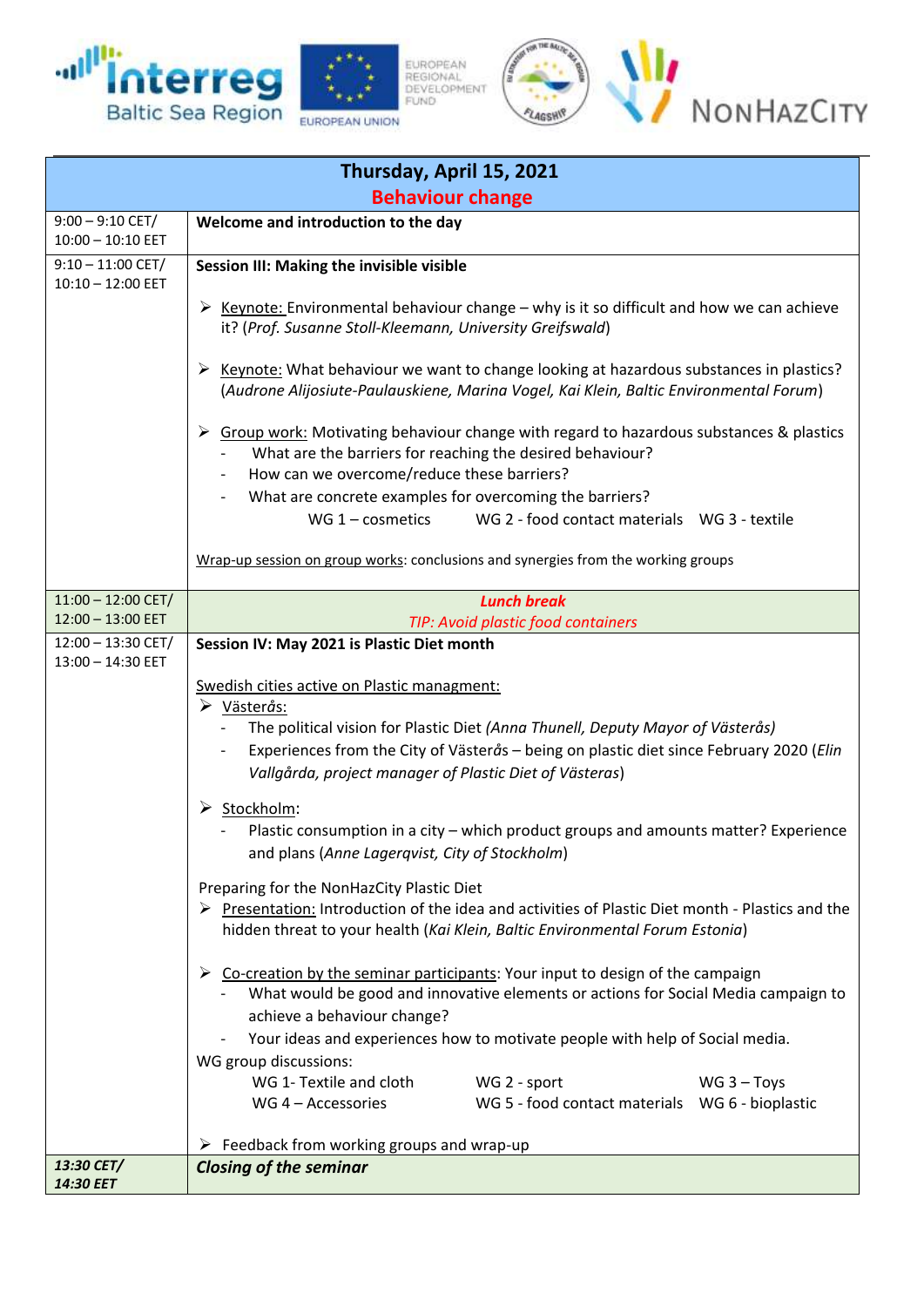| Thursday, April 15, 2021<br>Behaviour change | |
|---|---|
| 9:00 – 9:10 CET/<br>10:00 – 10:10 EET | **Welcome and introduction to the day** |
| 9:10 – 11:00 CET/<br>10:10 – 12:00 EET | **Session III: Making the invisible visible**<br><br>➢ Keynote: Environmental behaviour change – why is it so difficult and how we can achieve it? (*Prof. Susanne Stoll-Kleemann, University Greifswald*)<br><br>➢ Keynote: What behaviour we want to change looking at hazardous substances in plastics? (*Audrone Alijosiute-Paulauskiene, Marina Vogel, Kai Klein, Baltic Environmental Forum*)<br><br>➢ Group work: Motivating behaviour change with regard to hazardous substances & plastics<br>- What are the barriers for reaching the desired behaviour?<br>- How can we overcome/reduce these barriers?<br>- What are concrete examples for overcoming the barriers?<br>WG 1 – cosmetics WG 2 - food contact materials WG 3 - textile<br><br>Wrap-up session on group works: conclusions and synergies from the working groups |
| 11:00 – 12:00 CET/<br>12:00 – 13:00 EET | ***Lunch break***<br>*TIP: Avoid plastic food containers* |
| 12:00 – 13:30 CET/<br>13:00 – 14:30 EET | **Session IV: May 2021 is Plastic Diet month**<br><br>Swedish cities active on Plastic managment:<br>➢ Västerås:<br>- The political vision for Plastic Diet *(Anna Thunell, Deputy Mayor of Västerås)*<br>- Experiences from the City of Västerås – being on plastic diet since February 2020 (*Elin Vallgårda, project manager of Plastic Diet of Västeras*)<br><br>➢ Stockholm:<br>- Plastic consumption in a city – which product groups and amounts matter? Experience and plans (*Anne Lagerqvist, City of Stockholm*)<br><br>Preparing for the NonHazCity Plastic Diet<br>➢ Presentation: Introduction of the idea and activities of Plastic Diet month - Plastics and the hidden threat to your health (*Kai Klein, Baltic Environmental Forum Estonia*)<br><br>➢ Co-creation by the seminar participants: Your input to design of the campaign<br>- What would be good and innovative elements or actions for Social Media campaign to achieve a behaviour change?<br>- Your ideas and experiences how to motivate people with help of Social media.<br>WG group discussions:<br>WG 1- Textile and cloth WG 2 - sport WG 3 – Toys<br>WG 4 – Accessories WG 5 - food contact materials WG 6 - bioplastic<br><br>➢ Feedback from working groups and wrap-up |
| ***13:30 CET/<br>14:30 EET*** | ***Closing of the seminar*** |